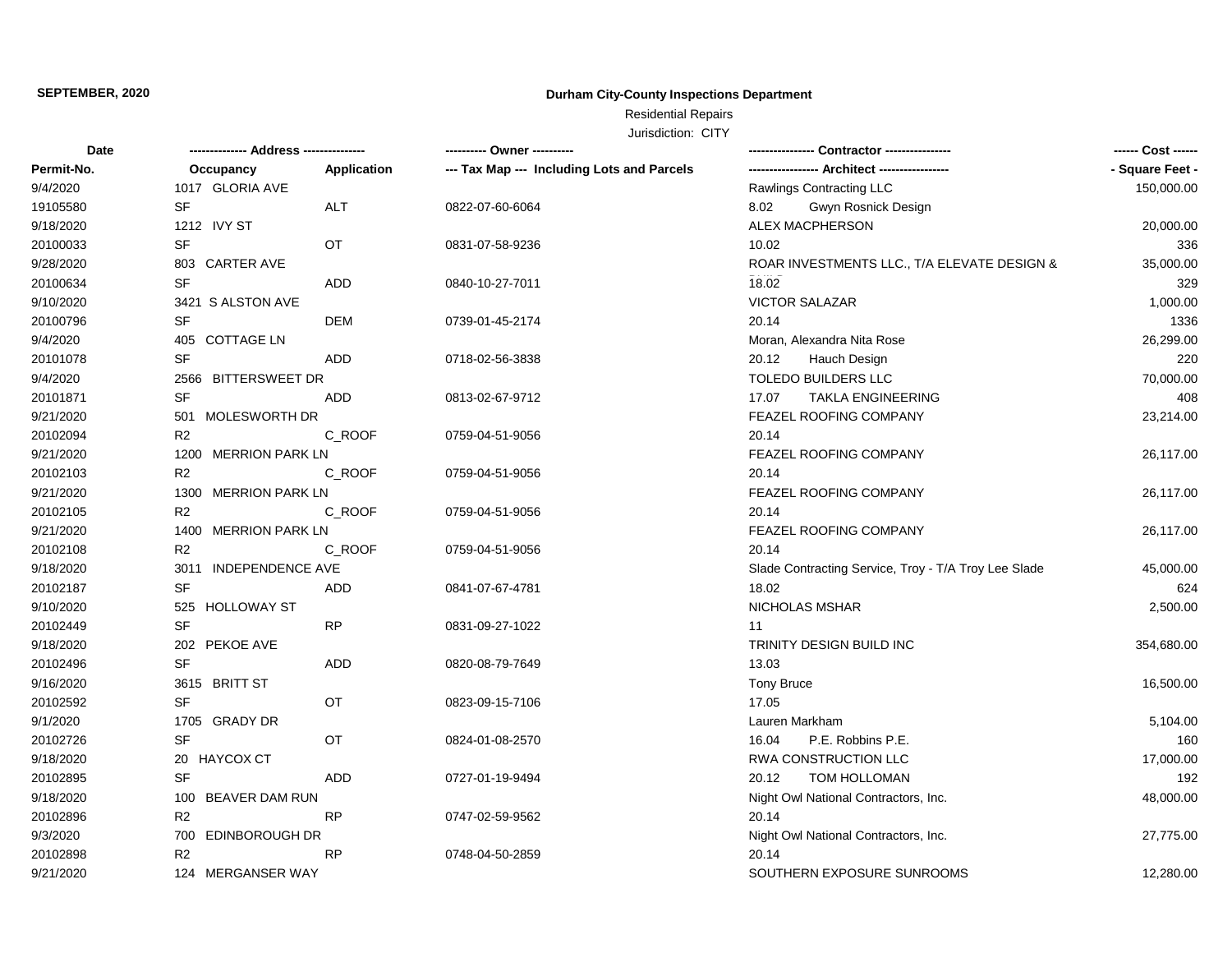**SEPTEMBER, 2020**

# Durham City-County Inspections Department

Residential Repairs

Jurisdiction: CITY

| Date / Permit-No. | Address / Occupancy | Application | Owner / Tax Map --- Including Lots and Parcels | Contractor / Architect | Cost / Square Feet |
|---|---|---|---|---|---|
| 9/4/2020 | 1017 GLORIA AVE | | | Rawlings Contracting LLC | 150,000.00 |
| 19105580 | SF | ALT | 0822-07-60-6064 | 8.02 Gwyn Rosnick Design | |
| 9/18/2020 | 1212 IVY ST | | | ALEX MACPHERSON | 20,000.00 |
| 20100033 | SF | OT | 0831-07-58-9236 | 10.02 | 336 |
| 9/28/2020 | 803 CARTER AVE | | | ROAR INVESTMENTS LLC., T/A ELEVATE DESIGN & | 35,000.00 |
| 20100634 | SF | ADD | 0840-10-27-7011 | 18.02 | 329 |
| 9/10/2020 | 3421 S ALSTON AVE | | | VICTOR SALAZAR | 1,000.00 |
| 20100796 | SF | DEM | 0739-01-45-2174 | 20.14 | 1336 |
| 9/4/2020 | 405 COTTAGE LN | | | Moran, Alexandra Nita Rose | 26,299.00 |
| 20101078 | SF | ADD | 0718-02-56-3838 | 20.12 Hauch Design | 220 |
| 9/4/2020 | 2566 BITTERSWEET DR | | | TOLEDO BUILDERS LLC | 70,000.00 |
| 20101871 | SF | ADD | 0813-02-67-9712 | 17.07 TAKLA ENGINEERING | 408 |
| 9/21/2020 | 501 MOLESWORTH DR | | | FEAZEL ROOFING COMPANY | 23,214.00 |
| 20102094 | R2 | C_ROOF | 0759-04-51-9056 | 20.14 | |
| 9/21/2020 | 1200 MERRION PARK LN | | | FEAZEL ROOFING COMPANY | 26,117.00 |
| 20102103 | R2 | C_ROOF | 0759-04-51-9056 | 20.14 | |
| 9/21/2020 | 1300 MERRION PARK LN | | | FEAZEL ROOFING COMPANY | 26,117.00 |
| 20102105 | R2 | C_ROOF | 0759-04-51-9056 | 20.14 | |
| 9/21/2020 | 1400 MERRION PARK LN | | | FEAZEL ROOFING COMPANY | 26,117.00 |
| 20102108 | R2 | C_ROOF | 0759-04-51-9056 | 20.14 | |
| 9/18/2020 | 3011 INDEPENDENCE AVE | | | Slade Contracting Service, Troy - T/A Troy Lee Slade | 45,000.00 |
| 20102187 | SF | ADD | 0841-07-67-4781 | 18.02 | 624 |
| 9/10/2020 | 525 HOLLOWAY ST | | | NICHOLAS MSHAR | 2,500.00 |
| 20102449 | SF | RP | 0831-09-27-1022 | 11 | |
| 9/18/2020 | 202 PEKOE AVE | | | TRINITY DESIGN BUILD INC | 354,680.00 |
| 20102496 | SF | ADD | 0820-08-79-7649 | 13.03 | |
| 9/16/2020 | 3615 BRITT ST | | | Tony Bruce | 16,500.00 |
| 20102592 | SF | OT | 0823-09-15-7106 | 17.05 | |
| 9/1/2020 | 1705 GRADY DR | | | Lauren Markham | 5,104.00 |
| 20102726 | SF | OT | 0824-01-08-2570 | 16.04 P.E. Robbins P.E. | 160 |
| 9/18/2020 | 20 HAYCOX CT | | | RWA CONSTRUCTION LLC | 17,000.00 |
| 20102895 | SF | ADD | 0727-01-19-9494 | 20.12 TOM HOLLOMAN | 192 |
| 9/18/2020 | 100 BEAVER DAM RUN | | | Night Owl National Contractors, Inc. | 48,000.00 |
| 20102896 | R2 | RP | 0747-02-59-9562 | 20.14 | |
| 9/3/2020 | 700 EDINBOROUGH DR | | | Night Owl National Contractors, Inc. | 27,775.00 |
| 20102898 | R2 | RP | 0748-04-50-2859 | 20.14 | |
| 9/21/2020 | 124 MERGANSER WAY | | | SOUTHERN EXPOSURE SUNROOMS | 12,280.00 |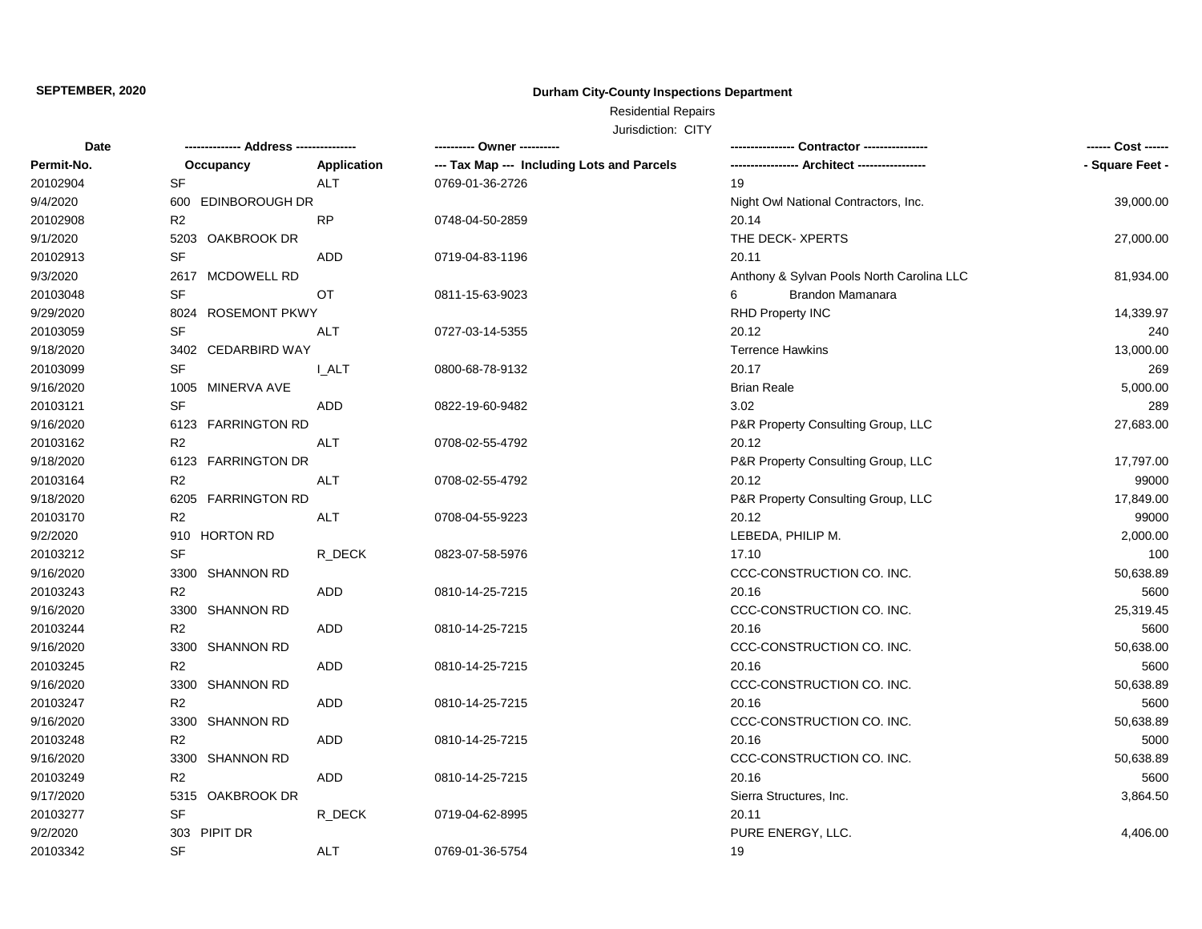**SEPTEMBER, 2020**

**Durham City-County Inspections Department**

Residential Repairs

Jurisdiction: CITY

| Date<br>Permit-No. | ------------- Address --------------<br>Occupancy | <br>Application | ---------- Owner ----------<br>--- Tax Map --- Including Lots and Parcels | ---------------- Contractor ----------------<br>----------------- Architect ----------------- | ------ Cost ------<br>- Square Feet - |
|---|---|---|---|---|---|
| 20102904 | SF | ALT | 0769-01-36-2726 | 19 | |
| 9/4/2020 | 600 EDINBOROUGH DR | | | Night Owl National Contractors, Inc. | 39,000.00 |
| 20102908 | R2 | RP | 0748-04-50-2859 | 20.14 | |
| 9/1/2020 | 5203 OAKBROOK DR | | | THE DECK- XPERTS | 27,000.00 |
| 20102913 | SF | ADD | 0719-04-83-1196 | 20.11 | |
| 9/3/2020 | 2617 MCDOWELL RD | | | Anthony & Sylvan Pools North Carolina LLC | 81,934.00 |
| 20103048 | SF | OT | 0811-15-63-9023 | 6 Brandon Mamanara | |
| 9/29/2020 | 8024 ROSEMONT PKWY | | | RHD Property INC | 14,339.97 |
| 20103059 | SF | ALT | 0727-03-14-5355 | 20.12 | 240 |
| 9/18/2020 | 3402 CEDARBIRD WAY | | | Terrence Hawkins | 13,000.00 |
| 20103099 | SF | I_ALT | 0800-68-78-9132 | 20.17 | 269 |
| 9/16/2020 | 1005 MINERVA AVE | | | Brian Reale | 5,000.00 |
| 20103121 | SF | ADD | 0822-19-60-9482 | 3.02 | 289 |
| 9/16/2020 | 6123 FARRINGTON RD | | | P&R Property Consulting Group, LLC | 27,683.00 |
| 20103162 | R2 | ALT | 0708-02-55-4792 | 20.12 | |
| 9/18/2020 | 6123 FARRINGTON DR | | | P&R Property Consulting Group, LLC | 17,797.00 |
| 20103164 | R2 | ALT | 0708-02-55-4792 | 20.12 | 99000 |
| 9/18/2020 | 6205 FARRINGTON RD | | | P&R Property Consulting Group, LLC | 17,849.00 |
| 20103170 | R2 | ALT | 0708-04-55-9223 | 20.12 | 99000 |
| 9/2/2020 | 910 HORTON RD | | | LEBEDA, PHILIP M. | 2,000.00 |
| 20103212 | SF | R_DECK | 0823-07-58-5976 | 17.10 | 100 |
| 9/16/2020 | 3300 SHANNON RD | | | CCC-CONSTRUCTION CO. INC. | 50,638.89 |
| 20103243 | R2 | ADD | 0810-14-25-7215 | 20.16 | 5600 |
| 9/16/2020 | 3300 SHANNON RD | | | CCC-CONSTRUCTION CO. INC. | 25,319.45 |
| 20103244 | R2 | ADD | 0810-14-25-7215 | 20.16 | 5600 |
| 9/16/2020 | 3300 SHANNON RD | | | CCC-CONSTRUCTION CO. INC. | 50,638.00 |
| 20103245 | R2 | ADD | 0810-14-25-7215 | 20.16 | 5600 |
| 9/16/2020 | 3300 SHANNON RD | | | CCC-CONSTRUCTION CO. INC. | 50,638.89 |
| 20103247 | R2 | ADD | 0810-14-25-7215 | 20.16 | 5600 |
| 9/16/2020 | 3300 SHANNON RD | | | CCC-CONSTRUCTION CO. INC. | 50,638.89 |
| 20103248 | R2 | ADD | 0810-14-25-7215 | 20.16 | 5000 |
| 9/16/2020 | 3300 SHANNON RD | | | CCC-CONSTRUCTION CO. INC. | 50,638.89 |
| 20103249 | R2 | ADD | 0810-14-25-7215 | 20.16 | 5600 |
| 9/17/2020 | 5315 OAKBROOK DR | | | Sierra Structures, Inc. | 3,864.50 |
| 20103277 | SF | R_DECK | 0719-04-62-8995 | 20.11 | |
| 9/2/2020 | 303 PIPIT DR | | | PURE ENERGY, LLC. | 4,406.00 |
| 20103342 | SF | ALT | 0769-01-36-5754 | 19 | |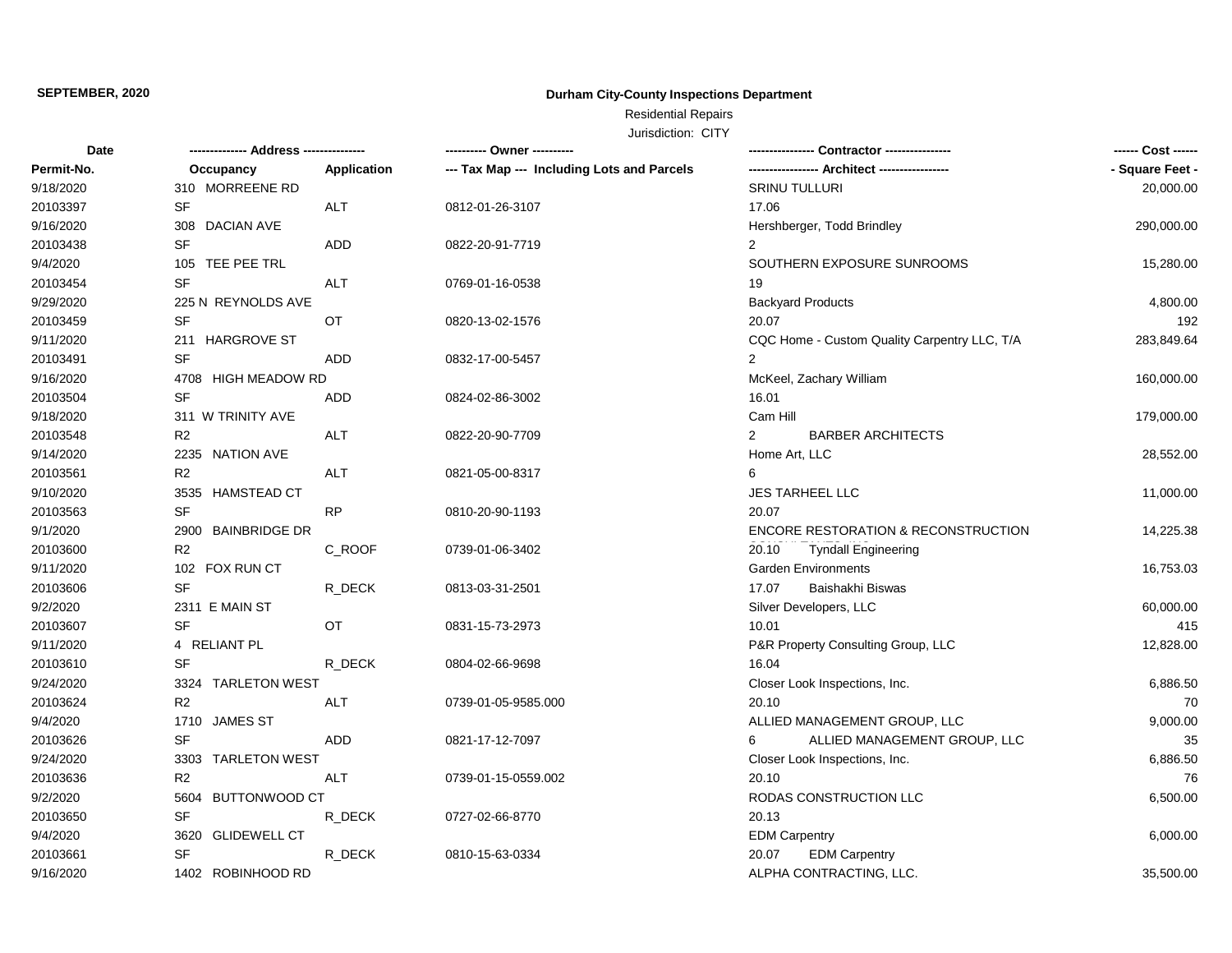**SEPTEMBER, 2020**

**Durham City-County Inspections Department**

Residential Repairs

Jurisdiction: CITY

| Date | ------------- Address -------------- | | ---------- Owner ---------- | ---------------- Contractor ---------------- | ------ Cost ------ |
|---|---|---|---|---|---|
| Permit-No. | Occupancy | Application | --- Tax Map --- Including Lots and Parcels | ----------------- Architect ----------------- | - Square Feet - |
| 9/18/2020 | 310 MORREENE RD | | | SRINU TULLURI | 20,000.00 |
| 20103397 | SF | ALT | 0812-01-26-3107 | 17.06 | |
| 9/16/2020 | 308 DACIAN AVE | | | Hershberger, Todd Brindley | 290,000.00 |
| 20103438 | SF | ADD | 0822-20-91-7719 | 2 | |
| 9/4/2020 | 105 TEE PEE TRL | | | SOUTHERN EXPOSURE SUNROOMS | 15,280.00 |
| 20103454 | SF | ALT | 0769-01-16-0538 | 19 | |
| 9/29/2020 | 225 N REYNOLDS AVE | | | Backyard Products | 4,800.00 |
| 20103459 | SF | OT | 0820-13-02-1576 | 20.07 | 192 |
| 9/11/2020 | 211 HARGROVE ST | | | CQC Home - Custom Quality Carpentry LLC, T/A | 283,849.64 |
| 20103491 | SF | ADD | 0832-17-00-5457 | 2 | |
| 9/16/2020 | 4708 HIGH MEADOW RD | | | McKeel, Zachary William | 160,000.00 |
| 20103504 | SF | ADD | 0824-02-86-3002 | 16.01 | |
| 9/18/2020 | 311 W TRINITY AVE | | | Cam Hill | 179,000.00 |
| 20103548 | R2 | ALT | 0822-20-90-7709 | 2 BARBER ARCHITECTS | |
| 9/14/2020 | 2235 NATION AVE | | | Home Art, LLC | 28,552.00 |
| 20103561 | R2 | ALT | 0821-05-00-8317 | 6 | |
| 9/10/2020 | 3535 HAMSTEAD CT | | | JES TARHEEL LLC | 11,000.00 |
| 20103563 | SF | RP | 0810-20-90-1193 | 20.07 | |
| 9/1/2020 | 2900 BAINBRIDGE DR | | | ENCORE RESTORATION & RECONSTRUCTION | 14,225.38 |
| 20103600 | R2 | C_ROOF | 0739-01-06-3402 | 20.10 Tyndall Engineering | |
| 9/11/2020 | 102 FOX RUN CT | | | Garden Environments | 16,753.03 |
| 20103606 | SF | R_DECK | 0813-03-31-2501 | 17.07 Baishakhi Biswas | |
| 9/2/2020 | 2311 E MAIN ST | | | Silver Developers, LLC | 60,000.00 |
| 20103607 | SF | OT | 0831-15-73-2973 | 10.01 | 415 |
| 9/11/2020 | 4 RELIANT PL | | | P&R Property Consulting Group, LLC | 12,828.00 |
| 20103610 | SF | R_DECK | 0804-02-66-9698 | 16.04 | |
| 9/24/2020 | 3324 TARLETON WEST | | | Closer Look Inspections, Inc. | 6,886.50 |
| 20103624 | R2 | ALT | 0739-01-05-9585.000 | 20.10 | 70 |
| 9/4/2020 | 1710 JAMES ST | | | ALLIED MANAGEMENT GROUP, LLC | 9,000.00 |
| 20103626 | SF | ADD | 0821-17-12-7097 | 6 ALLIED MANAGEMENT GROUP, LLC | 35 |
| 9/24/2020 | 3303 TARLETON WEST | | | Closer Look Inspections, Inc. | 6,886.50 |
| 20103636 | R2 | ALT | 0739-01-15-0559.002 | 20.10 | 76 |
| 9/2/2020 | 5604 BUTTONWOOD CT | | | RODAS CONSTRUCTION LLC | 6,500.00 |
| 20103650 | SF | R_DECK | 0727-02-66-8770 | 20.13 | |
| 9/4/2020 | 3620 GLIDEWELL CT | | | EDM Carpentry | 6,000.00 |
| 20103661 | SF | R_DECK | 0810-15-63-0334 | 20.07 EDM Carpentry | |
| 9/16/2020 | 1402 ROBINHOOD RD | | | ALPHA CONTRACTING, LLC. | 35,500.00 |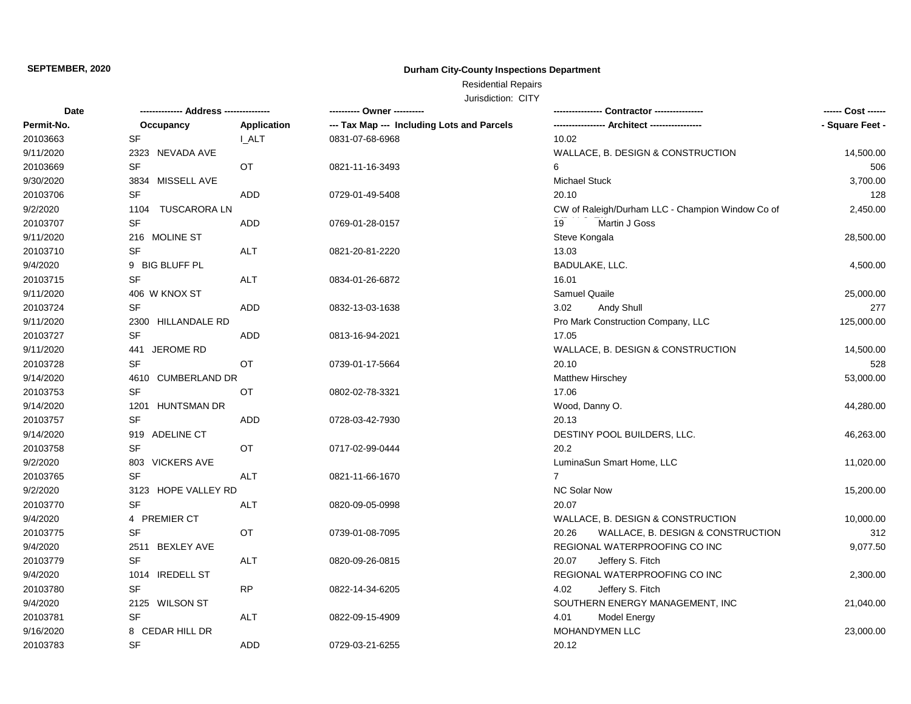**SEPTEMBER, 2020**

**Durham City-County Inspections Department**

Residential Repairs

Jurisdiction: CITY

| Date | ------------- Address -------------- | | ---------- Owner ---------- | ---------------- Contractor ---------------- | ------ Cost ------ |
|---|---|---|---|---|---|
| **Permit-No.** | **Occupancy** | **Application** | **--- Tax Map --- Including Lots and Parcels** | **----------------- Architect -----------------** | **- Square Feet -** |
| 20103663 | SF | I_ALT | 0831-07-68-6968 | 10.02 | |
| 9/11/2020 | 2323 NEVADA AVE | | | WALLACE, B. DESIGN & CONSTRUCTION | 14,500.00 |
| 20103669 | SF | OT | 0821-11-16-3493 | 6 | 506 |
| 9/30/2020 | 3834 MISSELL AVE | | | Michael Stuck | 3,700.00 |
| 20103706 | SF | ADD | 0729-01-49-5408 | 20.10 | 128 |
| 9/2/2020 | 1104 TUSCARORA LN | | | CW of Raleigh/Durham LLC - Champion Window Co of | 2,450.00 |
| 20103707 | SF | ADD | 0769-01-28-0157 | 19 Martin J Goss | |
| 9/11/2020 | 216 MOLINE ST | | | Steve Kongala | 28,500.00 |
| 20103710 | SF | ALT | 0821-20-81-2220 | 13.03 | |
| 9/4/2020 | 9 BIG BLUFF PL | | | BADULAKE, LLC. | 4,500.00 |
| 20103715 | SF | ALT | 0834-01-26-6872 | 16.01 | |
| 9/11/2020 | 406 W KNOX ST | | | Samuel Quaile | 25,000.00 |
| 20103724 | SF | ADD | 0832-13-03-1638 | 3.02 Andy Shull | 277 |
| 9/11/2020 | 2300 HILLANDALE RD | | | Pro Mark Construction Company, LLC | 125,000.00 |
| 20103727 | SF | ADD | 0813-16-94-2021 | 17.05 | |
| 9/11/2020 | 441 JEROME RD | | | WALLACE, B. DESIGN & CONSTRUCTION | 14,500.00 |
| 20103728 | SF | OT | 0739-01-17-5664 | 20.10 | 528 |
| 9/14/2020 | 4610 CUMBERLAND DR | | | Matthew Hirschey | 53,000.00 |
| 20103753 | SF | OT | 0802-02-78-3321 | 17.06 | |
| 9/14/2020 | 1201 HUNTSMAN DR | | | Wood, Danny O. | 44,280.00 |
| 20103757 | SF | ADD | 0728-03-42-7930 | 20.13 | |
| 9/14/2020 | 919 ADELINE CT | | | DESTINY POOL BUILDERS, LLC. | 46,263.00 |
| 20103758 | SF | OT | 0717-02-99-0444 | 20.2 | |
| 9/2/2020 | 803 VICKERS AVE | | | LuminaSun Smart Home, LLC | 11,020.00 |
| 20103765 | SF | ALT | 0821-11-66-1670 | 7 | |
| 9/2/2020 | 3123 HOPE VALLEY RD | | | NC Solar Now | 15,200.00 |
| 20103770 | SF | ALT | 0820-09-05-0998 | 20.07 | |
| 9/4/2020 | 4 PREMIER CT | | | WALLACE, B. DESIGN & CONSTRUCTION | 10,000.00 |
| 20103775 | SF | OT | 0739-01-08-7095 | 20.26 WALLACE, B. DESIGN & CONSTRUCTION | 312 |
| 9/4/2020 | 2511 BEXLEY AVE | | | REGIONAL WATERPROOFING CO INC | 9,077.50 |
| 20103779 | SF | ALT | 0820-09-26-0815 | 20.07 Jeffery S. Fitch | |
| 9/4/2020 | 1014 IREDELL ST | | | REGIONAL WATERPROOFING CO INC | 2,300.00 |
| 20103780 | SF | RP | 0822-14-34-6205 | 4.02 Jeffery S. Fitch | |
| 9/4/2020 | 2125 WILSON ST | | | SOUTHERN ENERGY MANAGEMENT, INC | 21,040.00 |
| 20103781 | SF | ALT | 0822-09-15-4909 | 4.01 Model Energy | |
| 9/16/2020 | 8 CEDAR HILL DR | | | MOHANDYMEN LLC | 23,000.00 |
| 20103783 | SF | ADD | 0729-03-21-6255 | 20.12 | |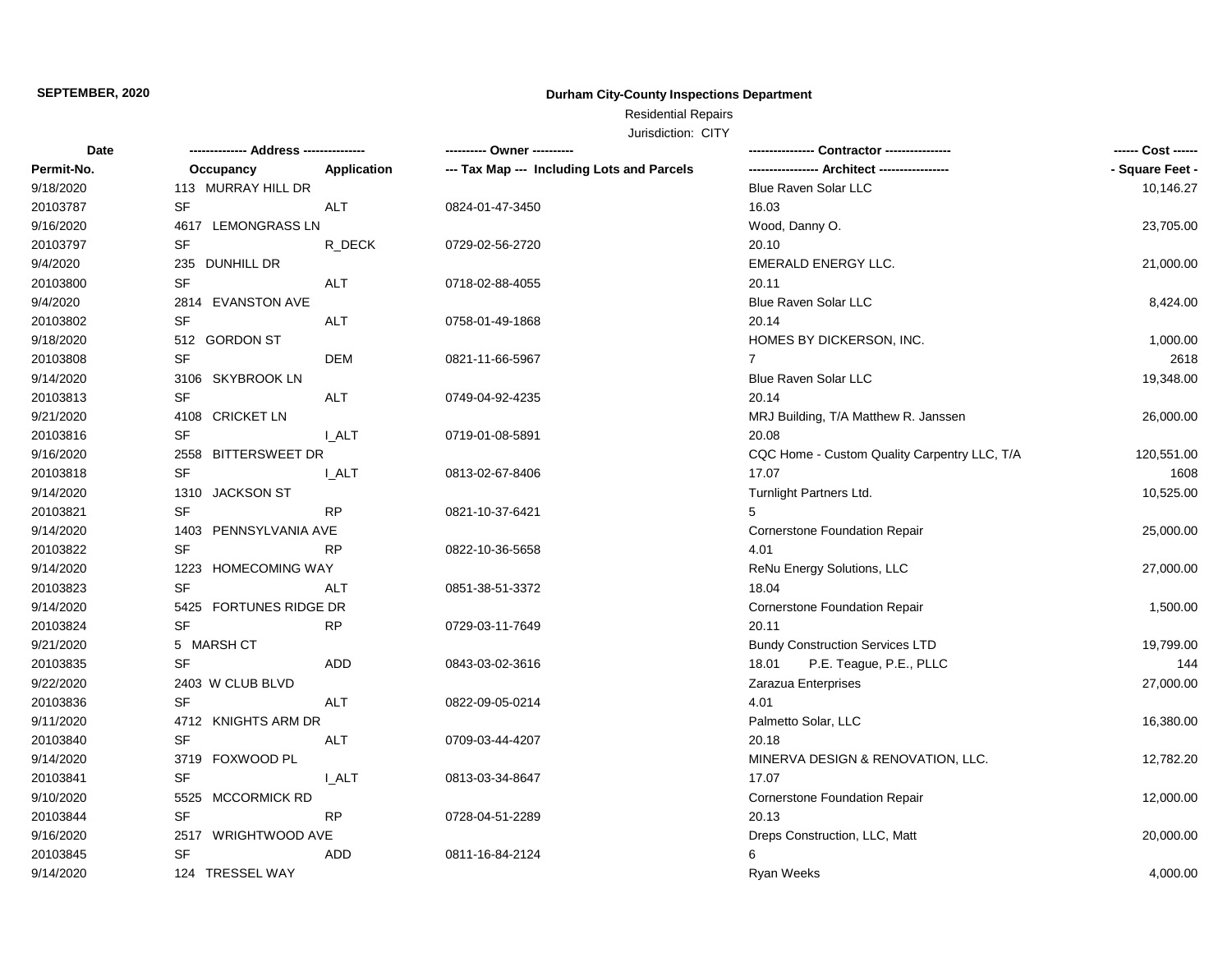**SEPTEMBER, 2020**

**Durham City-County Inspections Department**

Residential Repairs

Jurisdiction: CITY

| Date | ------------- Address -------------- | | ---------- Owner ---------- | ---------------- Contractor ---------------- | ------ Cost ------ |
|---|---|---|---|---|---|
| Permit-No. | Occupancy | Application | --- Tax Map --- Including Lots and Parcels | ----------------- Architect ----------------- | - Square Feet - |
| 9/18/2020 | 113 MURRAY HILL DR | | | Blue Raven Solar LLC | 10,146.27 |
| 20103787 | SF | ALT | 0824-01-47-3450 | 16.03 | |
| 9/16/2020 | 4617 LEMONGRASS LN | | | Wood, Danny O. | 23,705.00 |
| 20103797 | SF | R_DECK | 0729-02-56-2720 | 20.10 | |
| 9/4/2020 | 235 DUNHILL DR | | | EMERALD ENERGY LLC. | 21,000.00 |
| 20103800 | SF | ALT | 0718-02-88-4055 | 20.11 | |
| 9/4/2020 | 2814 EVANSTON AVE | | | Blue Raven Solar LLC | 8,424.00 |
| 20103802 | SF | ALT | 0758-01-49-1868 | 20.14 | |
| 9/18/2020 | 512 GORDON ST | | | HOMES BY DICKERSON, INC. | 1,000.00 |
| 20103808 | SF | DEM | 0821-11-66-5967 | 7 | 2618 |
| 9/14/2020 | 3106 SKYBROOK LN | | | Blue Raven Solar LLC | 19,348.00 |
| 20103813 | SF | ALT | 0749-04-92-4235 | 20.14 | |
| 9/21/2020 | 4108 CRICKET LN | | | MRJ Building, T/A Matthew R. Janssen | 26,000.00 |
| 20103816 | SF | I_ALT | 0719-01-08-5891 | 20.08 | |
| 9/16/2020 | 2558 BITTERSWEET DR | | | CQC Home - Custom Quality Carpentry LLC, T/A | 120,551.00 |
| 20103818 | SF | I_ALT | 0813-02-67-8406 | 17.07 | 1608 |
| 9/14/2020 | 1310 JACKSON ST | | | Turnlight Partners Ltd. | 10,525.00 |
| 20103821 | SF | RP | 0821-10-37-6421 | 5 | |
| 9/14/2020 | 1403 PENNSYLVANIA AVE | | | Cornerstone Foundation Repair | 25,000.00 |
| 20103822 | SF | RP | 0822-10-36-5658 | 4.01 | |
| 9/14/2020 | 1223 HOMECOMING WAY | | | ReNu Energy Solutions, LLC | 27,000.00 |
| 20103823 | SF | ALT | 0851-38-51-3372 | 18.04 | |
| 9/14/2020 | 5425 FORTUNES RIDGE DR | | | Cornerstone Foundation Repair | 1,500.00 |
| 20103824 | SF | RP | 0729-03-11-7649 | 20.11 | |
| 9/21/2020 | 5 MARSH CT | | | Bundy Construction Services LTD | 19,799.00 |
| 20103835 | SF | ADD | 0843-03-02-3616 | 18.01 P.E. Teague, P.E., PLLC | 144 |
| 9/22/2020 | 2403 W CLUB BLVD | | | Zarazua Enterprises | 27,000.00 |
| 20103836 | SF | ALT | 0822-09-05-0214 | 4.01 | |
| 9/11/2020 | 4712 KNIGHTS ARM DR | | | Palmetto Solar, LLC | 16,380.00 |
| 20103840 | SF | ALT | 0709-03-44-4207 | 20.18 | |
| 9/14/2020 | 3719 FOXWOOD PL | | | MINERVA DESIGN & RENOVATION, LLC. | 12,782.20 |
| 20103841 | SF | I_ALT | 0813-03-34-8647 | 17.07 | |
| 9/10/2020 | 5525 MCCORMICK RD | | | Cornerstone Foundation Repair | 12,000.00 |
| 20103844 | SF | RP | 0728-04-51-2289 | 20.13 | |
| 9/16/2020 | 2517 WRIGHTWOOD AVE | | | Dreps Construction, LLC, Matt | 20,000.00 |
| 20103845 | SF | ADD | 0811-16-84-2124 | 6 | |
| 9/14/2020 | 124 TRESSEL WAY | | | Ryan Weeks | 4,000.00 |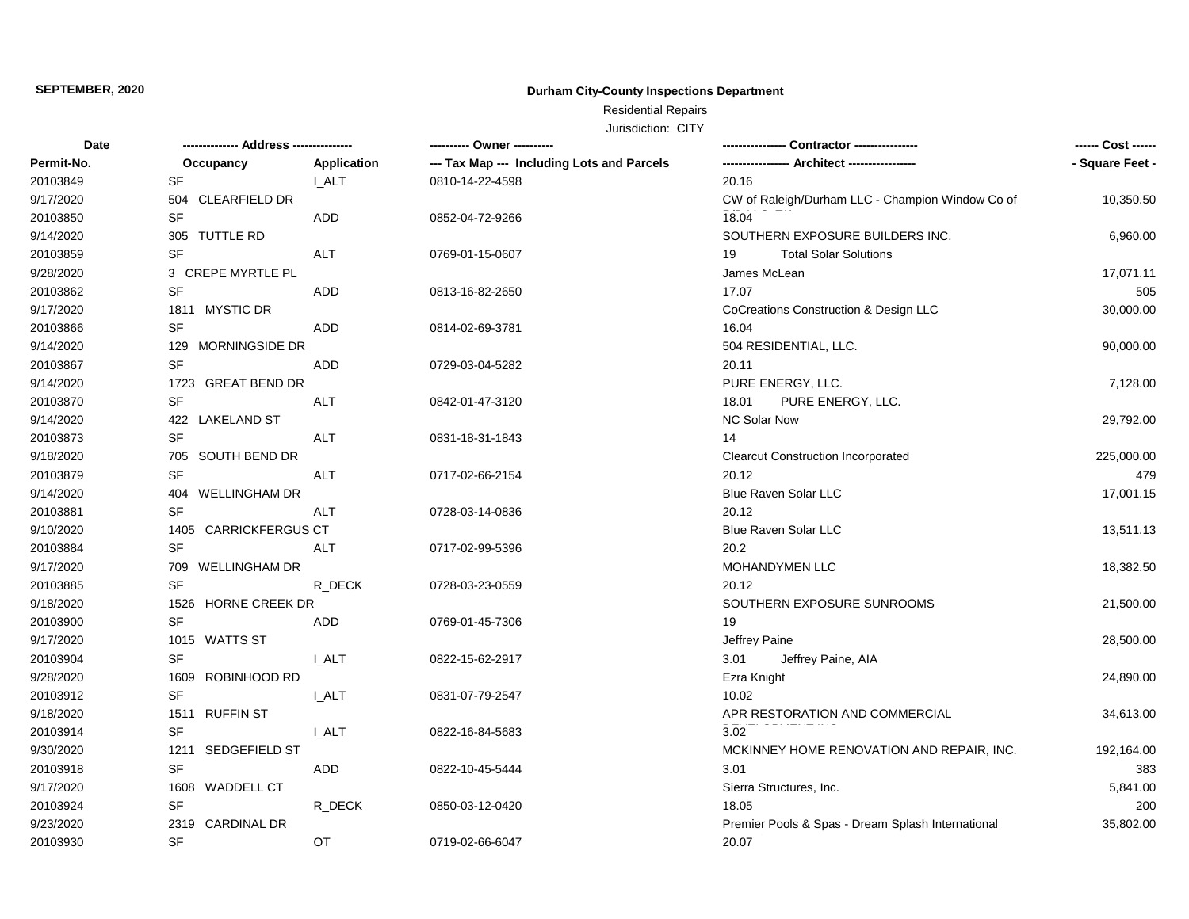**SEPTEMBER, 2020**

**Durham City-County Inspections Department**

Residential Repairs

Jurisdiction: CITY

| Date | ------------- Address -------------- | | ---------- Owner ---------- | ---------------- Contractor ---------------- | ------ Cost ------ |
|---|---|---|---|---|---|
| Permit-No. | Occupancy | Application | --- Tax Map --- Including Lots and Parcels | ----------------- Architect ----------------- | - Square Feet - |
| 20103849 | SF | I_ALT | 0810-14-22-4598 | 20.16 | |
| 9/17/2020 | 504 CLEARFIELD DR | | | CW of Raleigh/Durham LLC - Champion Window Co of | 10,350.50 |
| 20103850 | SF | ADD | 0852-04-72-9266 | 18.04 | |
| 9/14/2020 | 305 TUTTLE RD | | | SOUTHERN EXPOSURE BUILDERS INC. | 6,960.00 |
| 20103859 | SF | ALT | 0769-01-15-0607 | 19 Total Solar Solutions | |
| 9/28/2020 | 3 CREPE MYRTLE PL | | | James McLean | 17,071.11 |
| 20103862 | SF | ADD | 0813-16-82-2650 | 17.07 | 505 |
| 9/17/2020 | 1811 MYSTIC DR | | | CoCreations Construction & Design LLC | 30,000.00 |
| 20103866 | SF | ADD | 0814-02-69-3781 | 16.04 | |
| 9/14/2020 | 129 MORNINGSIDE DR | | | 504 RESIDENTIAL, LLC. | 90,000.00 |
| 20103867 | SF | ADD | 0729-03-04-5282 | 20.11 | |
| 9/14/2020 | 1723 GREAT BEND DR | | | PURE ENERGY, LLC. | 7,128.00 |
| 20103870 | SF | ALT | 0842-01-47-3120 | 18.01 PURE ENERGY, LLC. | |
| 9/14/2020 | 422 LAKELAND ST | | | NC Solar Now | 29,792.00 |
| 20103873 | SF | ALT | 0831-18-31-1843 | 14 | |
| 9/18/2020 | 705 SOUTH BEND DR | | | Clearcut Construction Incorporated | 225,000.00 |
| 20103879 | SF | ALT | 0717-02-66-2154 | 20.12 | 479 |
| 9/14/2020 | 404 WELLINGHAM DR | | | Blue Raven Solar LLC | 17,001.15 |
| 20103881 | SF | ALT | 0728-03-14-0836 | 20.12 | |
| 9/10/2020 | 1405 CARRICKFERGUS CT | | | Blue Raven Solar LLC | 13,511.13 |
| 20103884 | SF | ALT | 0717-02-99-5396 | 20.2 | |
| 9/17/2020 | 709 WELLINGHAM DR | | | MOHANDYMEN LLC | 18,382.50 |
| 20103885 | SF | R_DECK | 0728-03-23-0559 | 20.12 | |
| 9/18/2020 | 1526 HORNE CREEK DR | | | SOUTHERN EXPOSURE SUNROOMS | 21,500.00 |
| 20103900 | SF | ADD | 0769-01-45-7306 | 19 | |
| 9/17/2020 | 1015 WATTS ST | | | Jeffrey Paine | 28,500.00 |
| 20103904 | SF | I_ALT | 0822-15-62-2917 | 3.01 Jeffrey Paine, AIA | |
| 9/28/2020 | 1609 ROBINHOOD RD | | | Ezra Knight | 24,890.00 |
| 20103912 | SF | I_ALT | 0831-07-79-2547 | 10.02 | |
| 9/18/2020 | 1511 RUFFIN ST | | | APR RESTORATION AND COMMERCIAL | 34,613.00 |
| 20103914 | SF | I_ALT | 0822-16-84-5683 | 3.02 | |
| 9/30/2020 | 1211 SEDGEFIELD ST | | | MCKINNEY HOME RENOVATION AND REPAIR, INC. | 192,164.00 |
| 20103918 | SF | ADD | 0822-10-45-5444 | 3.01 | 383 |
| 9/17/2020 | 1608 WADDELL CT | | | Sierra Structures, Inc. | 5,841.00 |
| 20103924 | SF | R_DECK | 0850-03-12-0420 | 18.05 | 200 |
| 9/23/2020 | 2319 CARDINAL DR | | | Premier Pools & Spas - Dream Splash International | 35,802.00 |
| 20103930 | SF | OT | 0719-02-66-6047 | 20.07 | |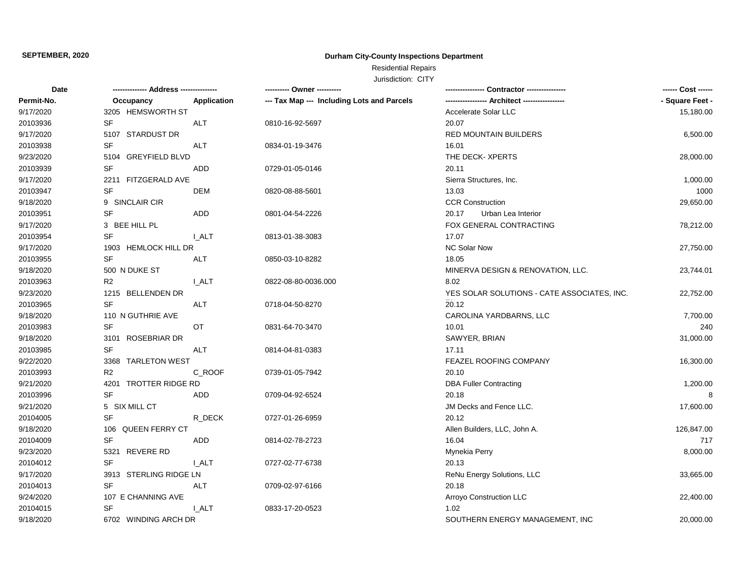**SEPTEMBER, 2020**

**Durham City-County Inspections Department**

Residential Repairs

Jurisdiction: CITY

| Date<br>Permit-No. | ------------- Address ---------------<br>Occupancy | <br>Application | ---------- Owner ----------<br>--- Tax Map --- Including Lots and Parcels | ---------------- Contractor ----------------<br>----------------- Architect ----------------- | ------ Cost ------<br>- Square Feet - |
|---|---|---|---|---|---|
| 9/17/2020 | 3205 HEMSWORTH ST | | | Accelerate Solar LLC | 15,180.00 |
| 20103936 | SF | ALT | 0810-16-92-5697 | 20.07 | |
| 9/17/2020 | 5107 STARDUST DR | | | RED MOUNTAIN BUILDERS | 6,500.00 |
| 20103938 | SF | ALT | 0834-01-19-3476 | 16.01 | |
| 9/23/2020 | 5104 GREYFIELD BLVD | | | THE DECK- XPERTS | 28,000.00 |
| 20103939 | SF | ADD | 0729-01-05-0146 | 20.11 | |
| 9/17/2020 | 2211 FITZGERALD AVE | | | Sierra Structures, Inc. | 1,000.00 |
| 20103947 | SF | DEM | 0820-08-88-5601 | 13.03 | 1000 |
| 9/18/2020 | 9 SINCLAIR CIR | | | CCR Construction | 29,650.00 |
| 20103951 | SF | ADD | 0801-04-54-2226 | 20.17 Urban Lea Interior | |
| 9/17/2020 | 3 BEE HILL PL | | | FOX GENERAL CONTRACTING | 78,212.00 |
| 20103954 | SF | I_ALT | 0813-01-38-3083 | 17.07 | |
| 9/17/2020 | 1903 HEMLOCK HILL DR | | | NC Solar Now | 27,750.00 |
| 20103955 | SF | ALT | 0850-03-10-8282 | 18.05 | |
| 9/18/2020 | 500 N DUKE ST | | | MINERVA DESIGN & RENOVATION, LLC. | 23,744.01 |
| 20103963 | R2 | I_ALT | 0822-08-80-0036.000 | 8.02 | |
| 9/23/2020 | 1215 BELLENDEN DR | | | YES SOLAR SOLUTIONS - CATE ASSOCIATES, INC. | 22,752.00 |
| 20103965 | SF | ALT | 0718-04-50-8270 | 20.12 | |
| 9/18/2020 | 110 N GUTHRIE AVE | | | CAROLINA YARDBARNS, LLC | 7,700.00 |
| 20103983 | SF | OT | 0831-64-70-3470 | 10.01 | 240 |
| 9/18/2020 | 3101 ROSEBRIAR DR | | | SAWYER, BRIAN | 31,000.00 |
| 20103985 | SF | ALT | 0814-04-81-0383 | 17.11 | |
| 9/22/2020 | 3368 TARLETON WEST | | | FEAZEL ROOFING COMPANY | 16,300.00 |
| 20103993 | R2 | C_ROOF | 0739-01-05-7942 | 20.10 | |
| 9/21/2020 | 4201 TROTTER RIDGE RD | | | DBA Fuller Contracting | 1,200.00 |
| 20103996 | SF | ADD | 0709-04-92-6524 | 20.18 | 8 |
| 9/21/2020 | 5 SIX MILL CT | | | JM Decks and Fence LLC. | 17,600.00 |
| 20104005 | SF | R_DECK | 0727-01-26-6959 | 20.12 | |
| 9/18/2020 | 106 QUEEN FERRY CT | | | Allen Builders, LLC, John A. | 126,847.00 |
| 20104009 | SF | ADD | 0814-02-78-2723 | 16.04 | 717 |
| 9/23/2020 | 5321 REVERE RD | | | Mynekia Perry | 8,000.00 |
| 20104012 | SF | I_ALT | 0727-02-77-6738 | 20.13 | |
| 9/17/2020 | 3913 STERLING RIDGE LN | | | ReNu Energy Solutions, LLC | 33,665.00 |
| 20104013 | SF | ALT | 0709-02-97-6166 | 20.18 | |
| 9/24/2020 | 107 E CHANNING AVE | | | Arroyo Construction LLC | 22,400.00 |
| 20104015 | SF | I_ALT | 0833-17-20-0523 | 1.02 | |
| 9/18/2020 | 6702 WINDING ARCH DR | | | SOUTHERN ENERGY MANAGEMENT, INC | 20,000.00 |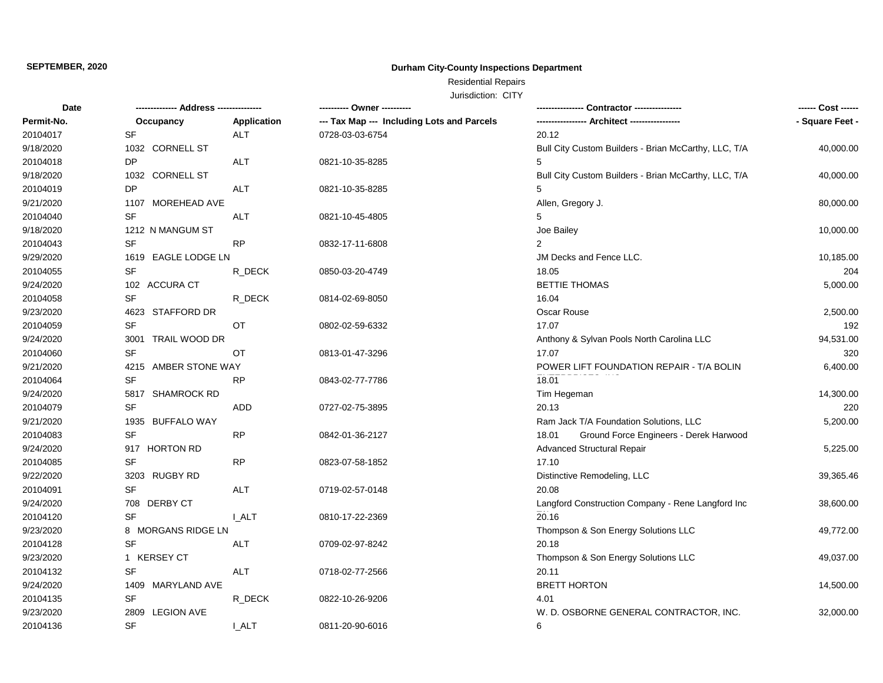**SEPTEMBER, 2020**

**Durham City-County Inspections Department**

Residential Repairs

Jurisdiction: CITY

| Date / Permit-No. | Address / Occupancy | Application | Owner / Tax Map --- Including Lots and Parcels | Contractor / Architect | Cost / Square Feet |
|---|---|---|---|---|---|
| 20104017 | SF | ALT | 0728-03-03-6754 | 20.12 | |
| 9/18/2020 | 1032 CORNELL ST | | | Bull City Custom Builders - Brian McCarthy, LLC, T/A | 40,000.00 |
| 20104018 | DP | ALT | 0821-10-35-8285 | 5 | |
| 9/18/2020 | 1032 CORNELL ST | | | Bull City Custom Builders - Brian McCarthy, LLC, T/A | 40,000.00 |
| 20104019 | DP | ALT | 0821-10-35-8285 | 5 | |
| 9/21/2020 | 1107 MOREHEAD AVE | | | Allen, Gregory J. | 80,000.00 |
| 20104040 | SF | ALT | 0821-10-45-4805 | 5 | |
| 9/18/2020 | 1212 N MANGUM ST | | | Joe Bailey | 10,000.00 |
| 20104043 | SF | RP | 0832-17-11-6808 | 2 | |
| 9/29/2020 | 1619 EAGLE LODGE LN | | | JM Decks and Fence LLC. | 10,185.00 |
| 20104055 | SF | R_DECK | 0850-03-20-4749 | 18.05 | 204 |
| 9/24/2020 | 102 ACCURA CT | | | BETTIE THOMAS | 5,000.00 |
| 20104058 | SF | R_DECK | 0814-02-69-8050 | 16.04 | |
| 9/23/2020 | 4623 STAFFORD DR | | | Oscar Rouse | 2,500.00 |
| 20104059 | SF | OT | 0802-02-59-6332 | 17.07 | 192 |
| 9/24/2020 | 3001 TRAIL WOOD DR | | | Anthony & Sylvan Pools North Carolina LLC | 94,531.00 |
| 20104060 | SF | OT | 0813-01-47-3296 | 17.07 | 320 |
| 9/21/2020 | 4215 AMBER STONE WAY | | | POWER LIFT FOUNDATION REPAIR - T/A BOLIN ENTERPRISES, INC | 6,400.00 |
| 20104064 | SF | RP | 0843-02-77-7786 | 18.01 | |
| 9/24/2020 | 5817 SHAMROCK RD | | | Tim Hegeman | 14,300.00 |
| 20104079 | SF | ADD | 0727-02-75-3895 | 20.13 | 220 |
| 9/21/2020 | 1935 BUFFALO WAY | | | Ram Jack T/A Foundation Solutions, LLC | 5,200.00 |
| 20104083 | SF | RP | 0842-01-36-2127 | 18.01 Ground Force Engineers - Derek Harwood | |
| 9/24/2020 | 917 HORTON RD | | | Advanced Structural Repair | 5,225.00 |
| 20104085 | SF | RP | 0823-07-58-1852 | 17.10 | |
| 9/22/2020 | 3203 RUGBY RD | | | Distinctive Remodeling, LLC | 39,365.46 |
| 20104091 | SF | ALT | 0719-02-57-0148 | 20.08 | |
| 9/24/2020 | 708 DERBY CT | | | Langford Construction Company - Rene Langford Inc | 38,600.00 |
| 20104120 | SF | I_ALT | 0810-17-22-2369 | 20.16 | |
| 9/23/2020 | 8 MORGANS RIDGE LN | | | Thompson & Son Energy Solutions LLC | 49,772.00 |
| 20104128 | SF | ALT | 0709-02-97-8242 | 20.18 | |
| 9/23/2020 | 1 KERSEY CT | | | Thompson & Son Energy Solutions LLC | 49,037.00 |
| 20104132 | SF | ALT | 0718-02-77-2566 | 20.11 | |
| 9/24/2020 | 1409 MARYLAND AVE | | | BRETT HORTON | 14,500.00 |
| 20104135 | SF | R_DECK | 0822-10-26-9206 | 4.01 | |
| 9/23/2020 | 2809 LEGION AVE | | | W. D. OSBORNE GENERAL CONTRACTOR, INC. | 32,000.00 |
| 20104136 | SF | I_ALT | 0811-20-90-6016 | 6 | |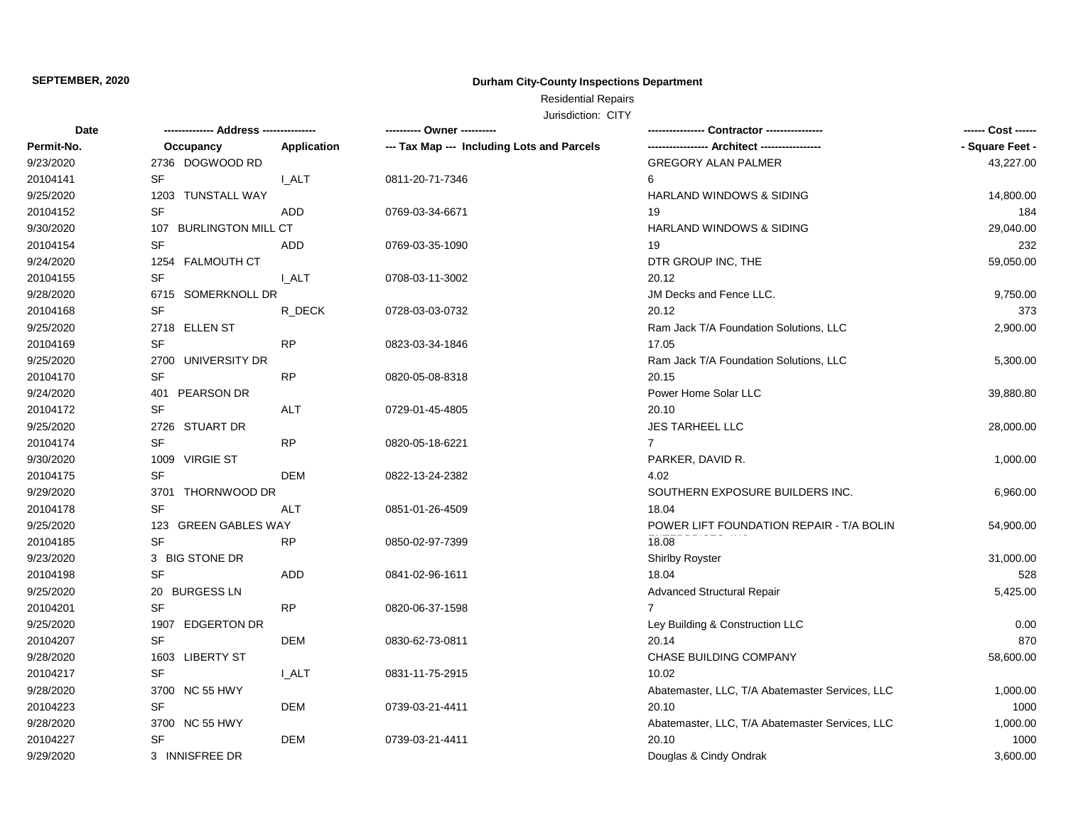**SEPTEMBER, 2020**

**Durham City-County Inspections Department**

Residential Repairs

Jurisdiction: CITY

| Date | ------------- Address -------------- | | ---------- Owner ---------- | ---------------- Contractor ---------------- | ------ Cost ------ |
|---|---|---|---|---|---|
| **Permit-No.** | **Occupancy** | **Application** | **--- Tax Map --- Including Lots and Parcels** | **----------------- Architect -----------------** | **- Square Feet -** |
| 9/23/2020 | 2736 DOGWOOD RD | | | GREGORY ALAN PALMER | 43,227.00 |
| 20104141 | SF | I_ALT | 0811-20-71-7346 | 6 | |
| 9/25/2020 | 1203 TUNSTALL WAY | | | HARLAND WINDOWS & SIDING | 14,800.00 |
| 20104152 | SF | ADD | 0769-03-34-6671 | 19 | 184 |
| 9/30/2020 | 107 BURLINGTON MILL CT | | | HARLAND WINDOWS & SIDING | 29,040.00 |
| 20104154 | SF | ADD | 0769-03-35-1090 | 19 | 232 |
| 9/24/2020 | 1254 FALMOUTH CT | | | DTR GROUP INC, THE | 59,050.00 |
| 20104155 | SF | I_ALT | 0708-03-11-3002 | 20.12 | |
| 9/28/2020 | 6715 SOMERKNOLL DR | | | JM Decks and Fence LLC. | 9,750.00 |
| 20104168 | SF | R_DECK | 0728-03-03-0732 | 20.12 | 373 |
| 9/25/2020 | 2718 ELLEN ST | | | Ram Jack T/A Foundation Solutions, LLC | 2,900.00 |
| 20104169 | SF | RP | 0823-03-34-1846 | 17.05 | |
| 9/25/2020 | 2700 UNIVERSITY DR | | | Ram Jack T/A Foundation Solutions, LLC | 5,300.00 |
| 20104170 | SF | RP | 0820-05-08-8318 | 20.15 | |
| 9/24/2020 | 401 PEARSON DR | | | Power Home Solar LLC | 39,880.80 |
| 20104172 | SF | ALT | 0729-01-45-4805 | 20.10 | |
| 9/25/2020 | 2726 STUART DR | | | JES TARHEEL LLC | 28,000.00 |
| 20104174 | SF | RP | 0820-05-18-6221 | 7 | |
| 9/30/2020 | 1009 VIRGIE ST | | | PARKER, DAVID R. | 1,000.00 |
| 20104175 | SF | DEM | 0822-13-24-2382 | 4.02 | |
| 9/29/2020 | 3701 THORNWOOD DR | | | SOUTHERN EXPOSURE BUILDERS INC. | 6,960.00 |
| 20104178 | SF | ALT | 0851-01-26-4509 | 18.04 | |
| 9/25/2020 | 123 GREEN GABLES WAY | | | POWER LIFT FOUNDATION REPAIR - T/A BOLIN ENTERPRISES, INC | 54,900.00 |
| 20104185 | SF | RP | 0850-02-97-7399 | 18.08 | |
| 9/23/2020 | 3 BIG STONE DR | | | Shirlby Royster | 31,000.00 |
| 20104198 | SF | ADD | 0841-02-96-1611 | 18.04 | 528 |
| 9/25/2020 | 20 BURGESS LN | | | Advanced Structural Repair | 5,425.00 |
| 20104201 | SF | RP | 0820-06-37-1598 | 7 | |
| 9/25/2020 | 1907 EDGERTON DR | | | Ley Building & Construction LLC | 0.00 |
| 20104207 | SF | DEM | 0830-62-73-0811 | 20.14 | 870 |
| 9/28/2020 | 1603 LIBERTY ST | | | CHASE BUILDING COMPANY | 58,600.00 |
| 20104217 | SF | I_ALT | 0831-11-75-2915 | 10.02 | |
| 9/28/2020 | 3700 NC 55 HWY | | | Abatemaster, LLC, T/A Abatemaster Services, LLC | 1,000.00 |
| 20104223 | SF | DEM | 0739-03-21-4411 | 20.10 | 1000 |
| 9/28/2020 | 3700 NC 55 HWY | | | Abatemaster, LLC, T/A Abatemaster Services, LLC | 1,000.00 |
| 20104227 | SF | DEM | 0739-03-21-4411 | 20.10 | 1000 |
| 9/29/2020 | 3 INNISFREE DR | | | Douglas & Cindy Ondrak | 3,600.00 |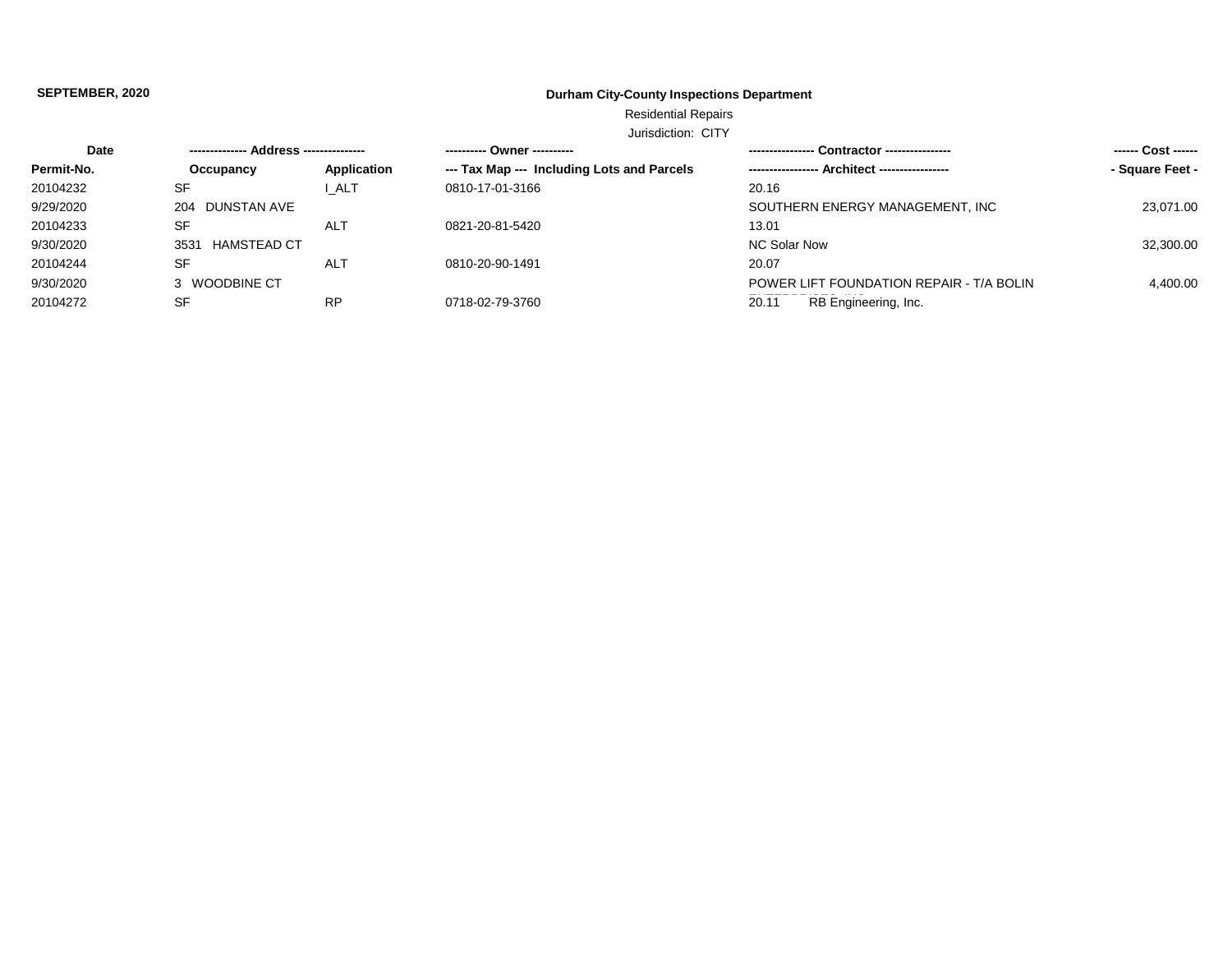**SEPTEMBER, 2020**

**Durham City-County Inspections Department**

Residential Repairs

Jurisdiction: CITY

| Date / Permit-No. | Address / Occupancy | Application | Owner / Tax Map --- Including Lots and Parcels | Contractor / Architect | Cost / Square Feet |
|---|---|---|---|---|---|
| 20104232 | SF | I_ALT | 0810-17-01-3166 | 20.16 | |
| 9/29/2020 | 204 DUNSTAN AVE | | | SOUTHERN ENERGY MANAGEMENT, INC | 23,071.00 |
| 20104233 | SF | ALT | 0821-20-81-5420 | 13.01 | |
| 9/30/2020 | 3531 HAMSTEAD CT | | | NC Solar Now | 32,300.00 |
| 20104244 | SF | ALT | 0810-20-90-1491 | 20.07 | |
| 9/30/2020 | 3 WOODBINE CT | | | POWER LIFT FOUNDATION REPAIR - T/A BOLIN ENTERPRISES, INC | 4,400.00 |
| 20104272 | SF | RP | 0718-02-79-3760 | 20.11 RB Engineering, Inc. | |